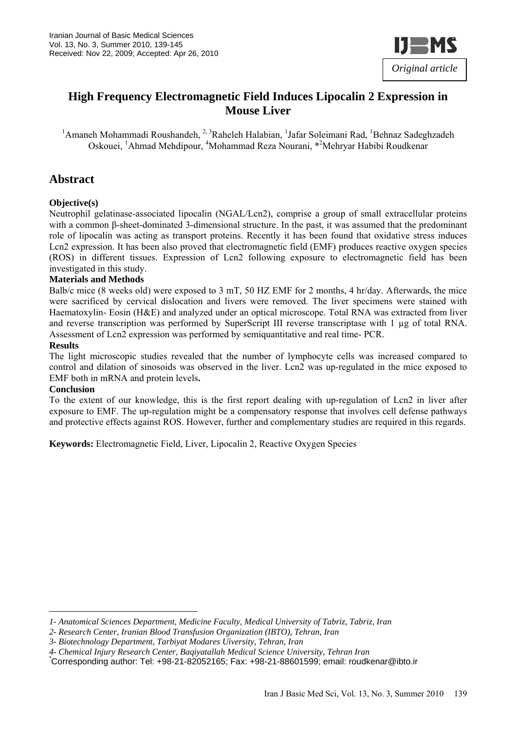Iranian Journal of Basic Medical Sciences
Vol. 13, No. 3, Summer 2010, 139-145
Received: Nov 22, 2009; Accepted: Apr 26, 2010

*Original article*

# High Frequency Electromagnetic Field Induces Lipocalin 2 Expression in Mouse Liver

[1]Amaneh Mohammadi Roushandeh, [2,3]Raheleh Halabian, [1]Jafar Soleimani Rad, [1]Behnaz Sadeghzadeh Oskouei, [1]Ahmad Mehdipour, [4]Mohammad Reza Nourani, *[2]Mehryar Habibi Roudkenar

## Abstract

**Objective(s)**

Neutrophil gelatinase-associated lipocalin (NGAL/Lcn2), comprise a group of small extracellular proteins with a common β-sheet-dominated 3-dimensional structure. In the past, it was assumed that the predominant role of lipocalin was acting as transport proteins. Recently it has been found that oxidative stress induces Lcn2 expression. It has been also proved that electromagnetic field (EMF) produces reactive oxygen species (ROS) in different tissues. Expression of Lcn2 following exposure to electromagnetic field has been investigated in this study.

**Materials and Methods**

Balb/c mice (8 weeks old) were exposed to 3 mT, 50 HZ EMF for 2 months, 4 hr/day. Afterwards, the mice were sacrificed by cervical dislocation and livers were removed. The liver specimens were stained with Haematoxylin- Eosin (H&E) and analyzed under an optical microscope. Total RNA was extracted from liver and reverse transcription was performed by SuperScript III reverse transcriptase with 1 µg of total RNA. Assessment of Lcn2 expression was performed by semiquantitative and real time- PCR.

**Results**

The light microscopic studies revealed that the number of lymphocyte cells was increased compared to control and dilation of sinosoids was observed in the liver. Lcn2 was up-regulated in the mice exposed to EMF both in mRNA and protein levels**.**

**Conclusion**

To the extent of our knowledge, this is the first report dealing with up-regulation of Lcn2 in liver after exposure to EMF. The up-regulation might be a compensatory response that involves cell defense pathways and protective effects against ROS. However, further and complementary studies are required in this regards.

**Keywords:** Electromagnetic Field, Liver, Lipocalin 2, Reactive Oxygen Species

---

*1- Anatomical Sciences Department, Medicine Faculty, Medical University of Tabriz, Tabriz, Iran*

*2- Research Center, Iranian Blood Transfusion Organization (IBTO), Tehran, Iran*

*3- Biotechnology Department, Tarbiyat Modares Uiversity, Tehran, Iran*

*4- Chemical Injury Research Center, Baqiyatallah Medical Science University, Tehran Iran*

*Corresponding author: Tel: +98-21-82052165; Fax: +98-21-88601599; email: roudkenar@ibto.ir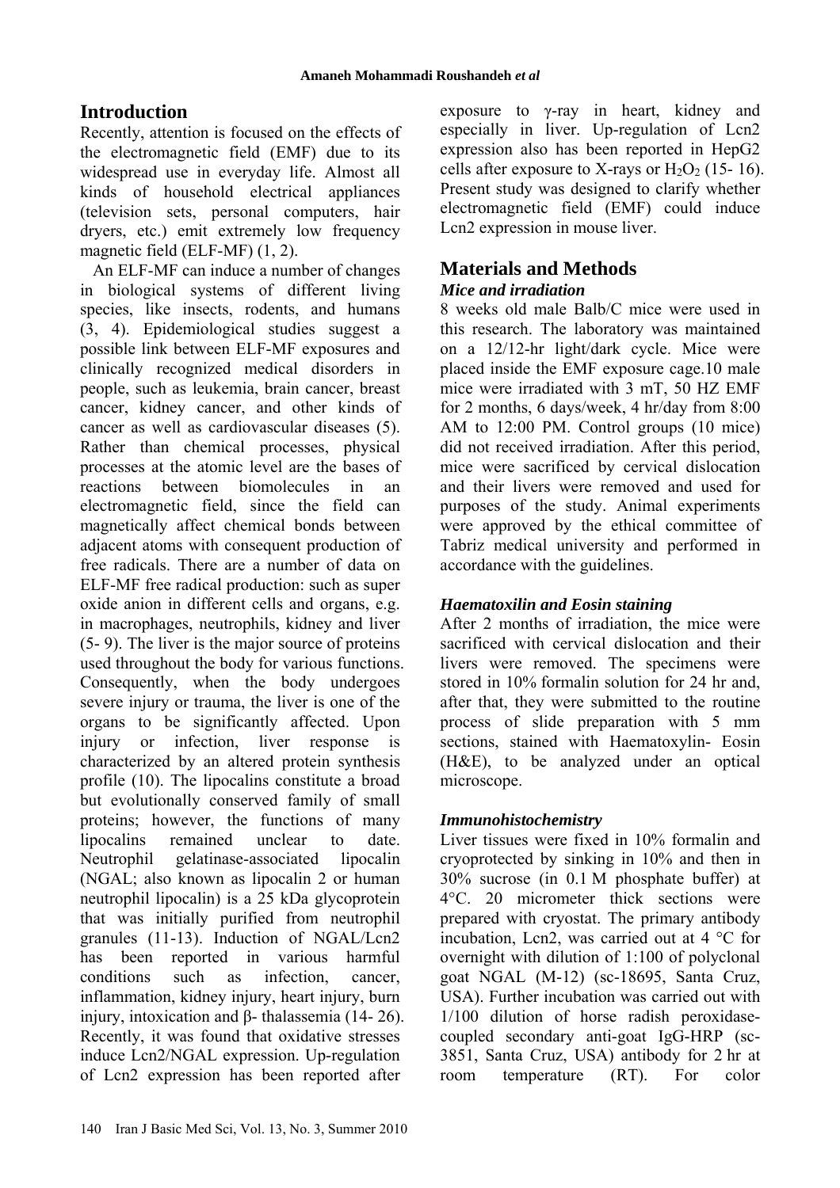## Introduction

Recently, attention is focused on the effects of the electromagnetic field (EMF) due to its widespread use in everyday life. Almost all kinds of household electrical appliances (television sets, personal computers, hair dryers, etc.) emit extremely low frequency magnetic field (ELF-MF) (1, 2).

An ELF-MF can induce a number of changes in biological systems of different living species, like insects, rodents, and humans (3, 4). Epidemiological studies suggest a possible link between ELF-MF exposures and clinically recognized medical disorders in people, such as leukemia, brain cancer, breast cancer, kidney cancer, and other kinds of cancer as well as cardiovascular diseases (5). Rather than chemical processes, physical processes at the atomic level are the bases of reactions between biomolecules in an electromagnetic field, since the field can magnetically affect chemical bonds between adjacent atoms with consequent production of free radicals. There are a number of data on ELF-MF free radical production: such as super oxide anion in different cells and organs, e.g. in macrophages, neutrophils, kidney and liver (5- 9). The liver is the major source of proteins used throughout the body for various functions. Consequently, when the body undergoes severe injury or trauma, the liver is one of the organs to be significantly affected. Upon injury or infection, liver response is characterized by an altered protein synthesis profile (10). The lipocalins constitute a broad but evolutionally conserved family of small proteins; however, the functions of many lipocalins remained unclear to date. Neutrophil gelatinase-associated lipocalin (NGAL; also known as lipocalin 2 or human neutrophil lipocalin) is a 25 kDa glycoprotein that was initially purified from neutrophil granules (11-13). Induction of NGAL/Lcn2 has been reported in various harmful conditions such as infection, cancer, inflammation, kidney injury, heart injury, burn injury, intoxication and β- thalassemia (14- 26). Recently, it was found that oxidative stresses induce Lcn2/NGAL expression. Up-regulation of Lcn2 expression has been reported after exposure to γ-ray in heart, kidney and especially in liver. Up-regulation of Lcn2 expression also has been reported in HepG2 cells after exposure to X-rays or $H_2O_2$ (15- 16). Present study was designed to clarify whether electromagnetic field (EMF) could induce Lcn2 expression in mouse liver.

## Materials and Methods

### *Mice and irradiation*

8 weeks old male Balb/C mice were used in this research. The laboratory was maintained on a 12/12-hr light/dark cycle. Mice were placed inside the EMF exposure cage.10 male mice were irradiated with 3 mT, 50 HZ EMF for 2 months, 6 days/week, 4 hr/day from 8:00 AM to 12:00 PM. Control groups (10 mice) did not received irradiation. After this period, mice were sacrificed by cervical dislocation and their livers were removed and used for purposes of the study. Animal experiments were approved by the ethical committee of Tabriz medical university and performed in accordance with the guidelines.

### *Haematoxilin and Eosin staining*

After 2 months of irradiation, the mice were sacrificed with cervical dislocation and their livers were removed. The specimens were stored in 10% formalin solution for 24 hr and, after that, they were submitted to the routine process of slide preparation with 5 mm sections, stained with Haematoxylin- Eosin (H&E), to be analyzed under an optical microscope.

### *Immunohistochemistry*

Liver tissues were fixed in 10% formalin and cryoprotected by sinking in 10% and then in 30% sucrose (in 0.1 M phosphate buffer) at 4°C. 20 micrometer thick sections were prepared with cryostat. The primary antibody incubation, Lcn2, was carried out at 4 °C for overnight with dilution of 1:100 of polyclonal goat NGAL (M-12) (sc-18695, Santa Cruz, USA). Further incubation was carried out with 1/100 dilution of horse radish peroxidase-coupled secondary anti-goat IgG-HRP (sc-3851, Santa Cruz, USA) antibody for 2 hr at room temperature (RT). For color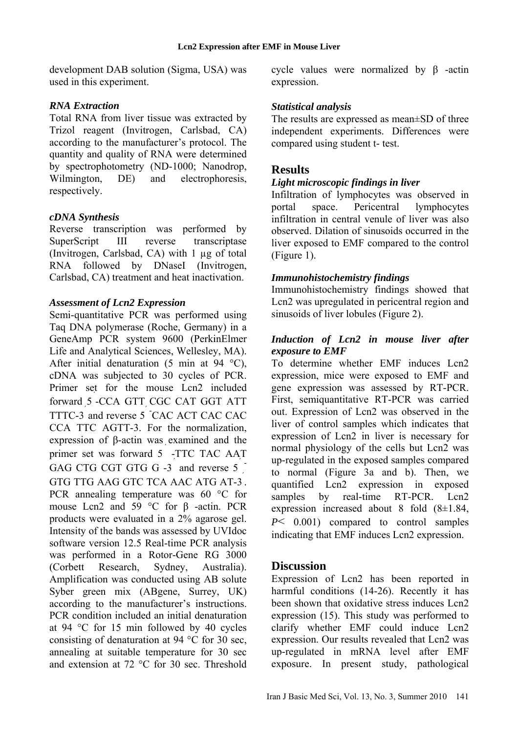development DAB solution (Sigma, USA) was used in this experiment.

### *RNA Extraction*

Total RNA from liver tissue was extracted by Trizol reagent (Invitrogen, Carlsbad, CA) according to the manufacturer's protocol. The quantity and quality of RNA were determined by spectrophotometry (ND-1000; Nanodrop, Wilmington, DE) and electrophoresis, respectively.

### *cDNA Synthesis*

Reverse transcription was performed by SuperScript III reverse transcriptase (Invitrogen, Carlsbad, CA) with 1 µg of total RNA followed by DNaseI (Invitrogen, Carlsbad, CA) treatment and heat inactivation.

### *Assessment of Lcn2 Expression*

Semi-quantitative PCR was performed using Taq DNA polymerase (Roche, Germany) in a GeneAmp PCR system 9600 (PerkinElmer Life and Analytical Sciences, Wellesley, MA). After initial denaturation (5 min at 94 °C), cDNA was subjected to 30 cycles of PCR. Primer set for the mouse Lcn2 included forward 5 -CCA GTT CGC CAT GGT ATT TTTC-3 and reverse 5 -CAC ACT CAC CAC CCA TTC AGTT-3. For the normalization, expression of β-actin was examined and the primer set was forward 5 -TTC TAC AAT GAG CTG CGT GTG G -3 and reverse 5 -GTG TTG AAG GTC TCA AAC ATG AT-3. PCR annealing temperature was 60 °C for mouse Lcn2 and 59 °C for β -actin. PCR products were evaluated in a 2% agarose gel. Intensity of the bands was assessed by UVIdoc software version 12.5 Real-time PCR analysis was performed in a Rotor-Gene RG 3000 (Corbett Research, Sydney, Australia). Amplification was conducted using AB solute Syber green mix (ABgene, Surrey, UK) according to the manufacturer's instructions. PCR condition included an initial denaturation at 94 °C for 15 min followed by 40 cycles consisting of denaturation at 94 °C for 30 sec, annealing at suitable temperature for 30 sec and extension at 72 °C for 30 sec. Threshold cycle values were normalized by β -actin expression.

### *Statistical analysis*

The results are expressed as mean±SD of three independent experiments. Differences were compared using student t- test.

## Results

### *Light microscopic findings in liver*

Infiltration of lymphocytes was observed in portal space. Pericentral lymphocytes infiltration in central venule of liver was also observed. Dilation of sinusoids occurred in the liver exposed to EMF compared to the control (Figure 1).

### *Immunohistochemistry findings*

Immunohistochemistry findings showed that Lcn2 was upregulated in pericentral region and sinusoids of liver lobules (Figure 2).

### *Induction of Lcn2 in mouse liver after exposure to EMF*

To determine whether EMF induces Lcn2 expression, mice were exposed to EMF and gene expression was assessed by RT-PCR. First, semiquantitative RT-PCR was carried out. Expression of Lcn2 was observed in the liver of control samples which indicates that expression of Lcn2 in liver is necessary for normal physiology of the cells but Lcn2 was up-regulated in the exposed samples compared to normal (Figure 3a and b). Then, we quantified Lcn2 expression in exposed samples by real-time RT-PCR. Lcn2 expression increased about 8 fold (8±1.84, $P < 0.001$) compared to control samples indicating that EMF induces Lcn2 expression.

## Discussion

Expression of Lcn2 has been reported in harmful conditions (14-26). Recently it has been shown that oxidative stress induces Lcn2 expression (15). This study was performed to clarify whether EMF could induce Lcn2 expression. Our results revealed that Lcn2 was up-regulated in mRNA level after EMF exposure. In present study, pathological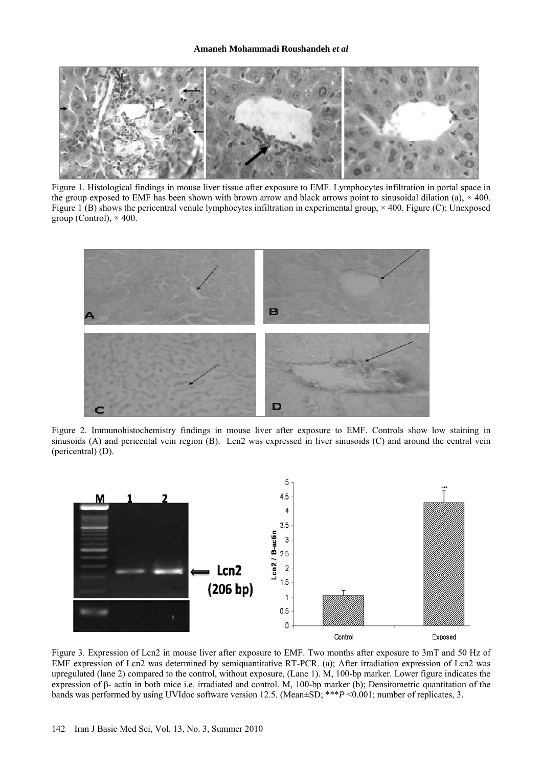Figure 1. Histological findings in mouse liver tissue after exposure to EMF. Lymphocytes infiltration in portal space in the group exposed to EMF has been shown with brown arrow and black arrows point to sinusoidal dilation (a), × 400. Figure 1 (B) shows the pericentral venule lymphocytes infiltration in experimental group, × 400. Figure (C); Unexposed group (Control), × 400.

Figure 2. Immunohistochemistry findings in mouse liver after exposure to EMF. Controls show low staining in sinusoids (A) and pericental vein region (B). Lcn2 was expressed in liver sinusoids (C) and around the central vein (pericentral) (D).

Figure 3. Expression of Lcn2 in mouse liver after exposure to EMF. Two months after exposure to 3mT and 50 Hz of EMF expression of Lcn2 was determined by semiquantitative RT-PCR. (a); After irradiation expression of Lcn2 was upregulated (lane 2) compared to the control, without exposure, (Lane 1). M, 100-bp marker. Lower figure indicates the expression of β- actin in both mice i.e. irradiated and control. M, 100-bp marker (b); Densitometric quantitation of the bands was performed by using UVIdoc software version 12.5. (Mean±SD; \*\*\**P* <0.001; number of replicates, 3.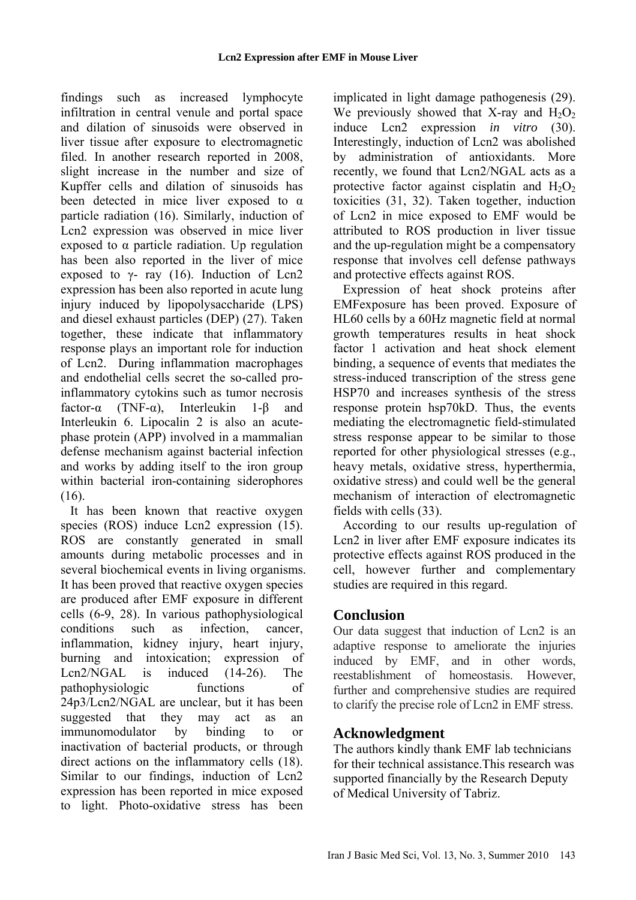findings such as increased lymphocyte infiltration in central venule and portal space and dilation of sinusoids were observed in liver tissue after exposure to electromagnetic filed. In another research reported in 2008, slight increase in the number and size of Kupffer cells and dilation of sinusoids has been detected in mice liver exposed to α particle radiation (16). Similarly, induction of Lcn2 expression was observed in mice liver exposed to α particle radiation. Up regulation has been also reported in the liver of mice exposed to γ- ray (16). Induction of Lcn2 expression has been also reported in acute lung injury induced by lipopolysaccharide (LPS) and diesel exhaust particles (DEP) (27). Taken together, these indicate that inflammatory response plays an important role for induction of Lcn2. During inflammation macrophages and endothelial cells secret the so-called pro-inflammatory cytokins such as tumor necrosis factor-α (TNF-α), Interleukin 1-β and Interleukin 6. Lipocalin 2 is also an acute-phase protein (APP) involved in a mammalian defense mechanism against bacterial infection and works by adding itself to the iron group within bacterial iron-containing siderophores (16).

It has been known that reactive oxygen species (ROS) induce Lcn2 expression (15). ROS are constantly generated in small amounts during metabolic processes and in several biochemical events in living organisms. It has been proved that reactive oxygen species are produced after EMF exposure in different cells (6-9, 28). In various pathophysiological conditions such as infection, cancer, inflammation, kidney injury, heart injury, burning and intoxication; expression of Lcn2/NGAL is induced (14-26). The pathophysiologic functions of 24p3/Lcn2/NGAL are unclear, but it has been suggested that they may act as an immunomodulator by binding to or inactivation of bacterial products, or through direct actions on the inflammatory cells (18). Similar to our findings, induction of Lcn2 expression has been reported in mice exposed to light. Photo-oxidative stress has been implicated in light damage pathogenesis (29). We previously showed that X-ray and $H_2O_2$ induce Lcn2 expression *in vitro* (30). Interestingly, induction of Lcn2 was abolished by administration of antioxidants. More recently, we found that Lcn2/NGAL acts as a protective factor against cisplatin and $H_2O_2$ toxicities (31, 32). Taken together, induction of Lcn2 in mice exposed to EMF would be attributed to ROS production in liver tissue and the up-regulation might be a compensatory response that involves cell defense pathways and protective effects against ROS.

Expression of heat shock proteins after EMFexposure has been proved. Exposure of HL60 cells by a 60Hz magnetic field at normal growth temperatures results in heat shock factor 1 activation and heat shock element binding, a sequence of events that mediates the stress-induced transcription of the stress gene HSP70 and increases synthesis of the stress response protein hsp70kD. Thus, the events mediating the electromagnetic field-stimulated stress response appear to be similar to those reported for other physiological stresses (e.g., heavy metals, oxidative stress, hyperthermia, oxidative stress) and could well be the general mechanism of interaction of electromagnetic fields with cells (33).

According to our results up-regulation of Lcn2 in liver after EMF exposure indicates its protective effects against ROS produced in the cell, however further and complementary studies are required in this regard.

## Conclusion

Our data suggest that induction of Lcn2 is an adaptive response to ameliorate the injuries induced by EMF, and in other words, reestablishment of homeostasis. However, further and comprehensive studies are required to clarify the precise role of Lcn2 in EMF stress.

## Acknowledgment

The authors kindly thank EMF lab technicians for their technical assistance.This research was supported financially by the Research Deputy of Medical University of Tabriz.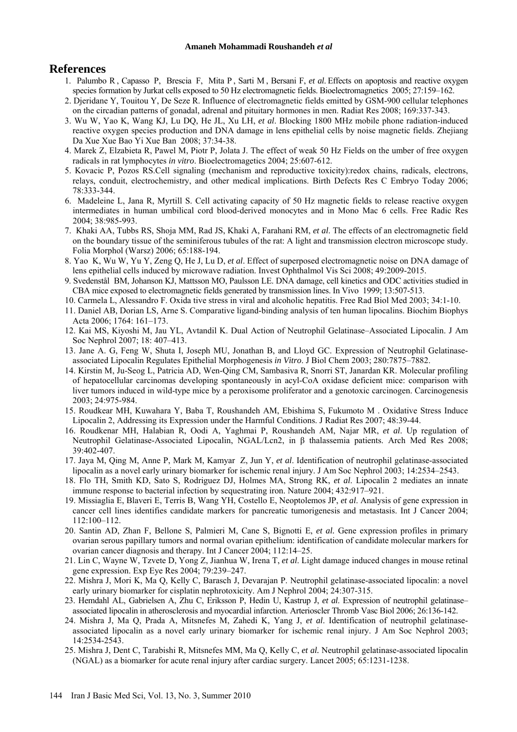# References

1. Palumbo R , Capasso P, Brescia F, Mita P , Sarti M , Bersani F, *et al*. Effects on apoptosis and reactive oxygen species formation by Jurkat cells exposed to 50 Hz electromagnetic fields. Bioelectromagnetics 2005; 27:159–162.
2. Djeridane Y, Touitou Y, De Seze R. Influence of electromagnetic fields emitted by GSM-900 cellular telephones on the circadian patterns of gonadal, adrenal and pituitary hormones in men. Radiat Res 2008; 169:337-343.
3. Wu W, Yao K, Wang KJ, Lu DQ, He JL, Xu LH, *et al*. Blocking 1800 MHz mobile phone radiation-induced reactive oxygen species production and DNA damage in lens epithelial cells by noise magnetic fields. Zhejiang Da Xue Xue Bao Yi Xue Ban 2008; 37:34-38.
4. Marek Z, Elzabieta R, Pawel M, Piotr P, Jolata J. The effect of weak 50 Hz Fields on the umber of free oxygen radicals in rat lymphocytes *in vitro*. Bioelectromagetics 2004; 25:607-612.
5. Kovacic P, Pozos RS.Cell signaling (mechanism and reproductive toxicity):redox chains, radicals, electrons, relays, conduit, electrochemistry, and other medical implications. Birth Defects Res C Embryo Today 2006; 78:333-344.
6. Madeleine L, Jana R, Myrtill S. Cell activating capacity of 50 Hz magnetic fields to release reactive oxygen intermediates in human umbilical cord blood-derived monocytes and in Mono Mac 6 cells. Free Radic Res 2004; 38:985-993.
7. Khaki AA, Tubbs RS, Shoja MM, Rad JS, Khaki A, Farahani RM, *et al*. The effects of an electromagnetic field on the boundary tissue of the seminiferous tubules of the rat: A light and transmission electron microscope study. Folia Morphol (Warsz) 2006; 65:188-194.
8. Yao K, Wu W, Yu Y, Zeng Q, He J, Lu D, *et al*. Effect of superposed electromagnetic noise on DNA damage of lens epithelial cells induced by microwave radiation. Invest Ophthalmol Vis Sci 2008; 49:2009-2015.
9. Svedenstål BM, Johanson KJ, Mattsson MO, Paulsson LE. DNA damage, cell kinetics and ODC activities studied in CBA mice exposed to electromagnetic fields generated by transmission lines. In Vivo 1999; 13:507-513.
10. Carmela L, Alessandro F. Oxida tive stress in viral and alcoholic hepatitis. Free Rad Biol Med 2003; 34:1-10.
11. Daniel AB, Dorian LS, Arne S. Comparative ligand-binding analysis of ten human lipocalins. Biochim Biophys Acta 2006; 1764: 161–173.
12. Kai MS, Kiyoshi M, Jau YL, Avtandil K. Dual Action of Neutrophil Gelatinase–Associated Lipocalin. J Am Soc Nephrol 2007; 18: 407–413.
13. Jane A. G, Feng W, Shuta I, Joseph MU, Jonathan B, and Lloyd GC. Expression of Neutrophil Gelatinase-associated Lipocalin Regulates Epithelial Morphogenesis *in Vitro*. J Biol Chem 2003; 280:7875–7882.
14. Kirstin M, Ju-Seog L, Patricia AD, Wen-Qing CM, Sambasiva R, Snorri ST, Janardan KR. Molecular profiling of hepatocellular carcinomas developing spontaneously in acyl-CoA oxidase deficient mice: comparison with liver tumors induced in wild-type mice by a peroxisome proliferator and a genotoxic carcinogen. Carcinogenesis 2003; 24:975-984.
15. Roudkear MH, Kuwahara Y, Baba T, Roushandeh AM, Ebishima S, Fukumoto M . Oxidative Stress Induce Lipocalin 2, Addressing its Expression under the Harmful Conditions. J Radiat Res 2007; 48:39-44.
16. Roudkenar MH, Halabian R, Oodi A, Yaghmai P, Roushandeh AM, Najar MR, *et al*. Up regulation of Neutrophil Gelatinase-Associated Lipocalin, NGAL/Lcn2, in β thalassemia patients. Arch Med Res 2008; 39:402-407.
17. Jaya M, Qing M, Anne P, Mark M, Kamyar Z, Jun Y, *et al*. Identification of neutrophil gelatinase-associated lipocalin as a novel early urinary biomarker for ischemic renal injury. J Am Soc Nephrol 2003; 14:2534–2543.
18. Flo TH, Smith KD, Sato S, Rodriguez DJ, Holmes MA, Strong RK, *et al*. Lipocalin 2 mediates an innate immune response to bacterial infection by sequestrating iron. Nature 2004; 432:917–921.
19. Missiaglia E, Blaveri E, Terris B, Wang YH, Costello E, Neoptolemos JP, *et al*. Analysis of gene expression in cancer cell lines identifies candidate markers for pancreatic tumorigenesis and metastasis. Int J Cancer 2004; 112:100–112.
20. Santin AD, Zhan F, Bellone S, Palmieri M, Cane S, Bignotti E, *et al.* Gene expression profiles in primary ovarian serous papillary tumors and normal ovarian epithelium: identification of candidate molecular markers for ovarian cancer diagnosis and therapy. Int J Cancer 2004; 112:14–25.
21. Lin C, Wayne W, Tzvete D, Yong Z, Jianhua W, Irena T, *et al*. Light damage induced changes in mouse retinal gene expression. Exp Eye Res 2004; 79:239–247.
22. Mishra J, Mori K, Ma Q, Kelly C, Barasch J, Devarajan P. Neutrophil gelatinase-associated lipocalin: a novel early urinary biomarker for cisplatin nephrotoxicity. Am J Nephrol 2004; 24:307-315.
23. Hemdahl AL, Gabrielsen A, Zhu C, Eriksson P, Hedin U, Kastrup J, *et al*. Expression of neutrophil gelatinase–associated lipocalin in atherosclerosis and myocardial infarction. Arterioscler Thromb Vasc Biol 2006; 26:136-142.
24. Mishra J, Ma Q, Prada A, Mitsnefes M, Zahedi K, Yang J, *et al*. Identification of neutrophil gelatinase-associated lipocalin as a novel early urinary biomarker for ischemic renal injury. J Am Soc Nephrol 2003; 14:2534-2543.
25. Mishra J, Dent C, Tarabishi R, Mitsnefes MM, Ma Q, Kelly C, *et al.* Neutrophil gelatinase-associated lipocalin (NGAL) as a biomarker for acute renal injury after cardiac surgery. Lancet 2005; 65:1231-1238.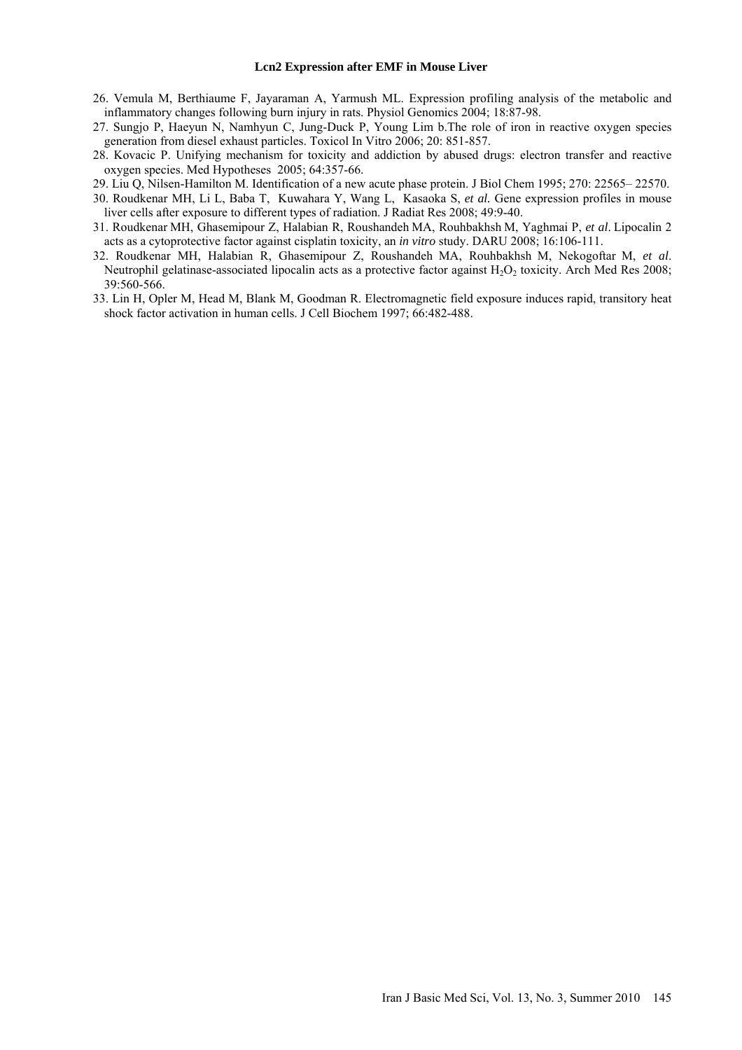26. Vemula M, Berthiaume F, Jayaraman A, Yarmush ML. Expression profiling analysis of the metabolic and inflammatory changes following burn injury in rats. Physiol Genomics 2004; 18:87-98.
27. Sungjo P, Haeyun N, Namhyun C, Jung-Duck P, Young Lim b.The role of iron in reactive oxygen species generation from diesel exhaust particles. Toxicol In Vitro 2006; 20: 851-857.
28. Kovacic P. Unifying mechanism for toxicity and addiction by abused drugs: electron transfer and reactive oxygen species. Med Hypotheses 2005; 64:357-66.
29. Liu Q, Nilsen-Hamilton M. Identification of a new acute phase protein. J Biol Chem 1995; 270: 22565– 22570.
30. Roudkenar MH, Li L, Baba T, Kuwahara Y, Wang L, Kasaoka S, *et al.* Gene expression profiles in mouse liver cells after exposure to different types of radiation. J Radiat Res 2008; 49:9-40.
31. Roudkenar MH, Ghasemipour Z, Halabian R, Roushandeh MA, Rouhbakhsh M, Yaghmai P, *et al*. Lipocalin 2 acts as a cytoprotective factor against cisplatin toxicity, an *in vitro* study. DARU 2008; 16:106-111.
32. Roudkenar MH, Halabian R, Ghasemipour Z, Roushandeh MA, Rouhbakhsh M, Nekogoftar M, *et al*. Neutrophil gelatinase-associated lipocalin acts as a protective factor against $H_2O_2$ toxicity. Arch Med Res 2008; 39:560-566.
33. Lin H, Opler M, Head M, Blank M, Goodman R. Electromagnetic field exposure induces rapid, transitory heat shock factor activation in human cells. J Cell Biochem 1997; 66:482-488.